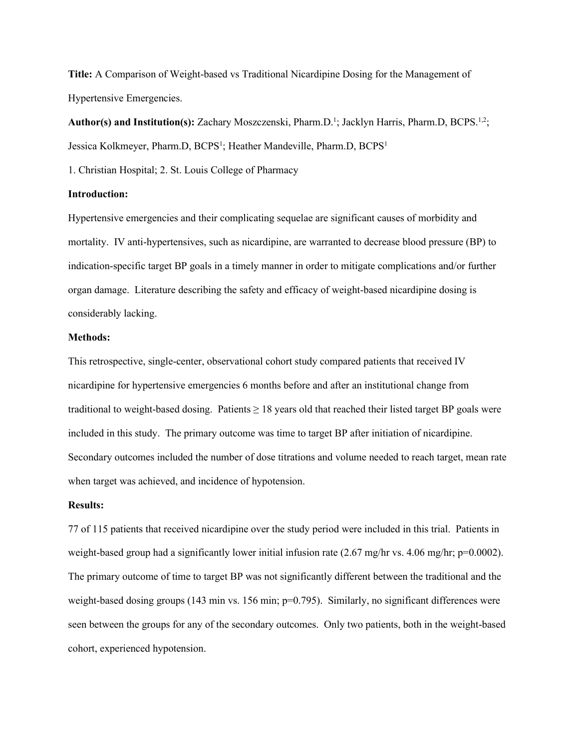**Title:** A Comparison of Weight-based vs Traditional Nicardipine Dosing for the Management of Hypertensive Emergencies.

**Author(s) and Institution(s):** Zachary Moszczenski, Pharm.D.[1]; Jacklyn Harris, Pharm.D, BCPS.[1,2]; Jessica Kolkmeyer, Pharm.D, BCPS[1]; Heather Mandeville, Pharm.D, BCPS[1]

1. Christian Hospital; 2. St. Louis College of Pharmacy

**Introduction:**

Hypertensive emergencies and their complicating sequelae are significant causes of morbidity and mortality. IV anti-hypertensives, such as nicardipine, are warranted to decrease blood pressure (BP) to indication-specific target BP goals in a timely manner in order to mitigate complications and/or further organ damage. Literature describing the safety and efficacy of weight-based nicardipine dosing is considerably lacking.

**Methods:**

This retrospective, single-center, observational cohort study compared patients that received IV nicardipine for hypertensive emergencies 6 months before and after an institutional change from traditional to weight-based dosing. Patients ≥ 18 years old that reached their listed target BP goals were included in this study. The primary outcome was time to target BP after initiation of nicardipine. Secondary outcomes included the number of dose titrations and volume needed to reach target, mean rate when target was achieved, and incidence of hypotension.

**Results:**

77 of 115 patients that received nicardipine over the study period were included in this trial. Patients in weight-based group had a significantly lower initial infusion rate (2.67 mg/hr vs. 4.06 mg/hr; $p=0.0002$). The primary outcome of time to target BP was not significantly different between the traditional and the weight-based dosing groups (143 min vs. 156 min; $p=0.795$). Similarly, no significant differences were seen between the groups for any of the secondary outcomes. Only two patients, both in the weight-based cohort, experienced hypotension.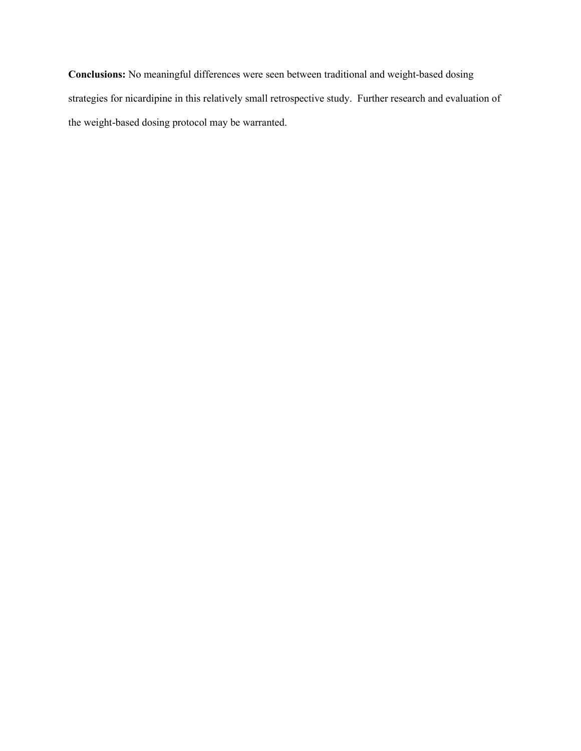**Conclusions:** No meaningful differences were seen between traditional and weight-based dosing strategies for nicardipine in this relatively small retrospective study. Further research and evaluation of the weight-based dosing protocol may be warranted.